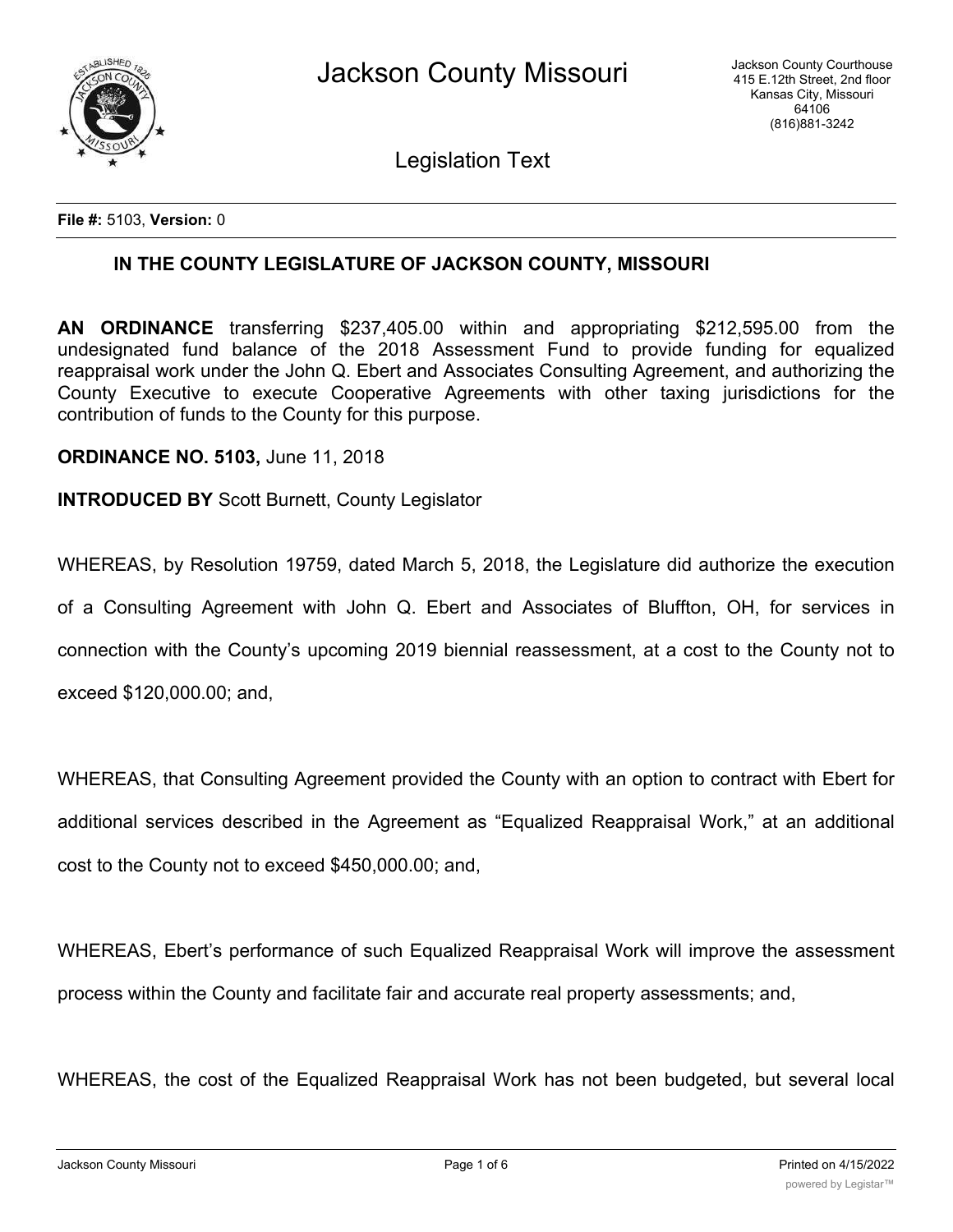**File #:** 5103, **Version:** 0

## IN THE COUNTY LEGISLATURE OF JACKSON COUNTY, MISSOURI

**AN ORDINANCE** transferring $237,405.00 within and appropriating $212,595.00 from the undesignated fund balance of the 2018 Assessment Fund to provide funding for equalized reappraisal work under the John Q. Ebert and Associates Consulting Agreement, and authorizing the County Executive to execute Cooperative Agreements with other taxing jurisdictions for the contribution of funds to the County for this purpose.

**ORDINANCE NO. 5103,** June 11, 2018

**INTRODUCED BY** Scott Burnett, County Legislator

WHEREAS, by Resolution 19759, dated March 5, 2018, the Legislature did authorize the execution of a Consulting Agreement with John Q. Ebert and Associates of Bluffton, OH, for services in connection with the County's upcoming 2019 biennial reassessment, at a cost to the County not to exceed $120,000.00; and,

WHEREAS, that Consulting Agreement provided the County with an option to contract with Ebert for additional services described in the Agreement as "Equalized Reappraisal Work," at an additional cost to the County not to exceed $450,000.00; and,

WHEREAS, Ebert's performance of such Equalized Reappraisal Work will improve the assessment process within the County and facilitate fair and accurate real property assessments; and,

WHEREAS, the cost of the Equalized Reappraisal Work has not been budgeted, but several local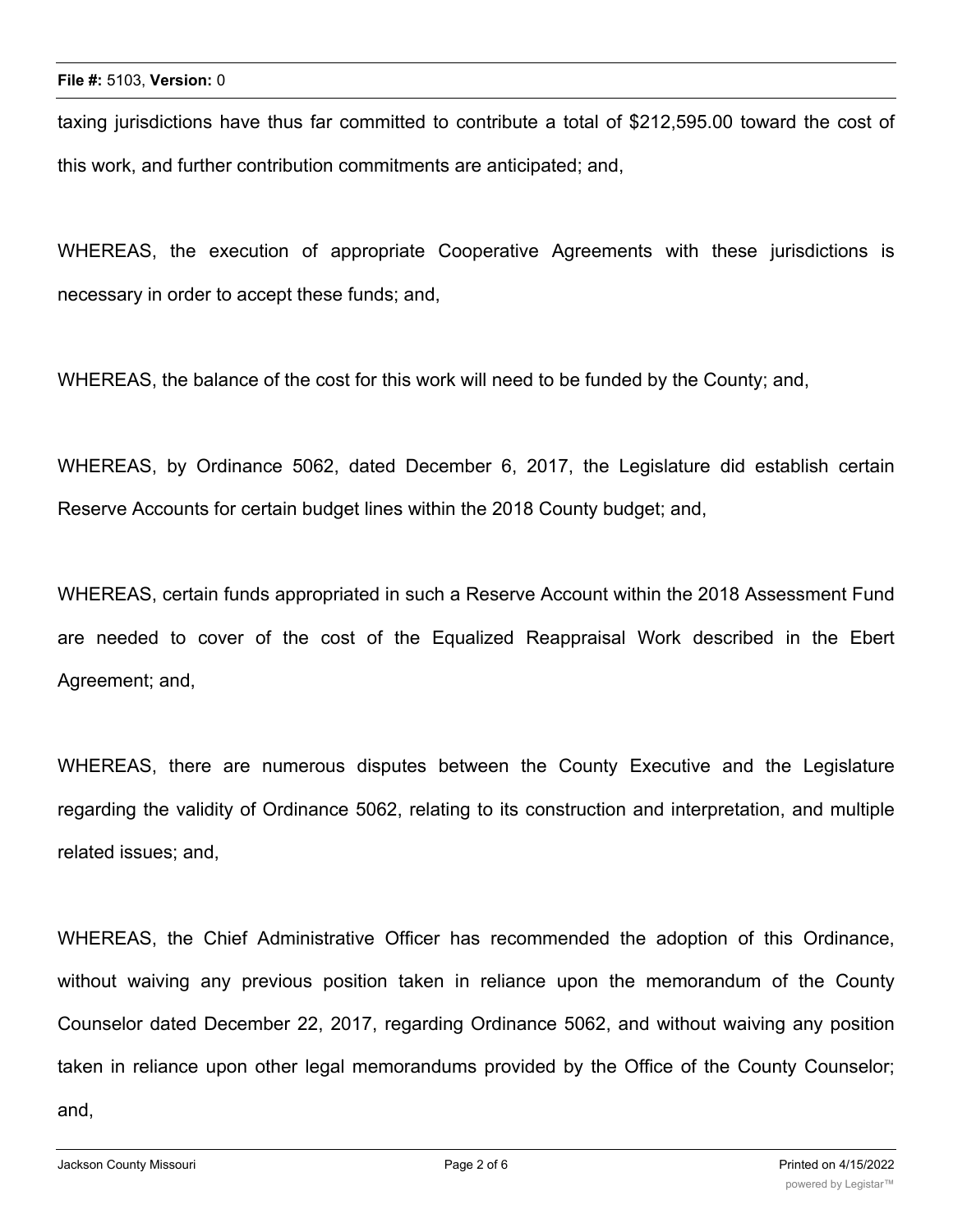taxing jurisdictions have thus far committed to contribute a total of $212,595.00 toward the cost of this work, and further contribution commitments are anticipated; and,

WHEREAS, the execution of appropriate Cooperative Agreements with these jurisdictions is necessary in order to accept these funds; and,

WHEREAS, the balance of the cost for this work will need to be funded by the County; and,

WHEREAS, by Ordinance 5062, dated December 6, 2017, the Legislature did establish certain Reserve Accounts for certain budget lines within the 2018 County budget; and,

WHEREAS, certain funds appropriated in such a Reserve Account within the 2018 Assessment Fund are needed to cover of the cost of the Equalized Reappraisal Work described in the Ebert Agreement; and,

WHEREAS, there are numerous disputes between the County Executive and the Legislature regarding the validity of Ordinance 5062, relating to its construction and interpretation, and multiple related issues; and,

WHEREAS, the Chief Administrative Officer has recommended the adoption of this Ordinance, without waiving any previous position taken in reliance upon the memorandum of the County Counselor dated December 22, 2017, regarding Ordinance 5062, and without waiving any position taken in reliance upon other legal memorandums provided by the Office of the County Counselor; and,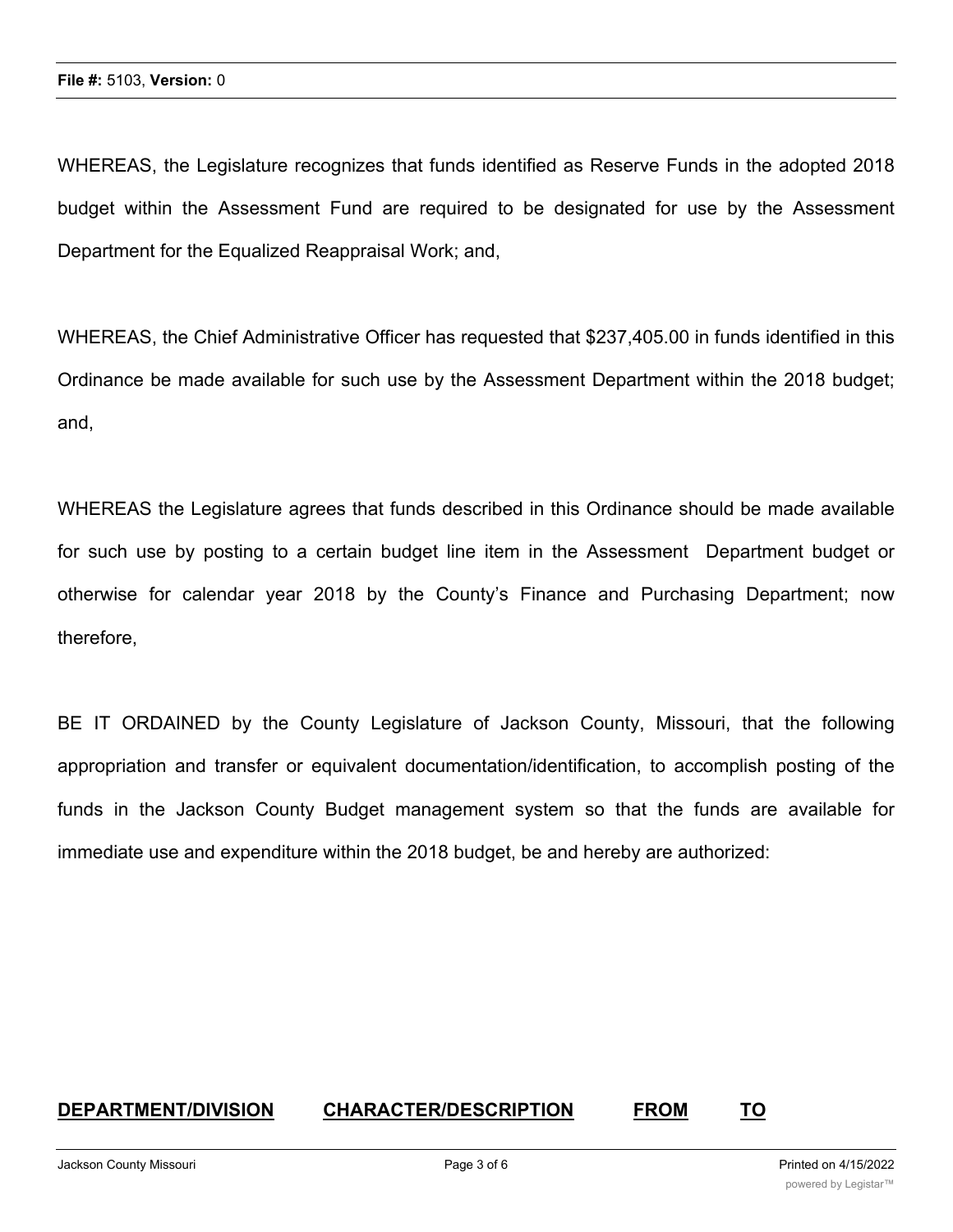WHEREAS, the Legislature recognizes that funds identified as Reserve Funds in the adopted 2018 budget within the Assessment Fund are required to be designated for use by the Assessment Department for the Equalized Reappraisal Work; and,

WHEREAS, the Chief Administrative Officer has requested that $237,405.00 in funds identified in this Ordinance be made available for such use by the Assessment Department within the 2018 budget; and,

WHEREAS the Legislature agrees that funds described in this Ordinance should be made available for such use by posting to a certain budget line item in the Assessment Department budget or otherwise for calendar year 2018 by the County's Finance and Purchasing Department; now therefore,

BE IT ORDAINED by the County Legislature of Jackson County, Missouri, that the following appropriation and transfer or equivalent documentation/identification, to accomplish posting of the funds in the Jackson County Budget management system so that the funds are available for immediate use and expenditure within the 2018 budget, be and hereby are authorized:

| DEPARTMENT/DIVISION | CHARACTER/DESCRIPTION | FROM | TO |
|---|---|---|---|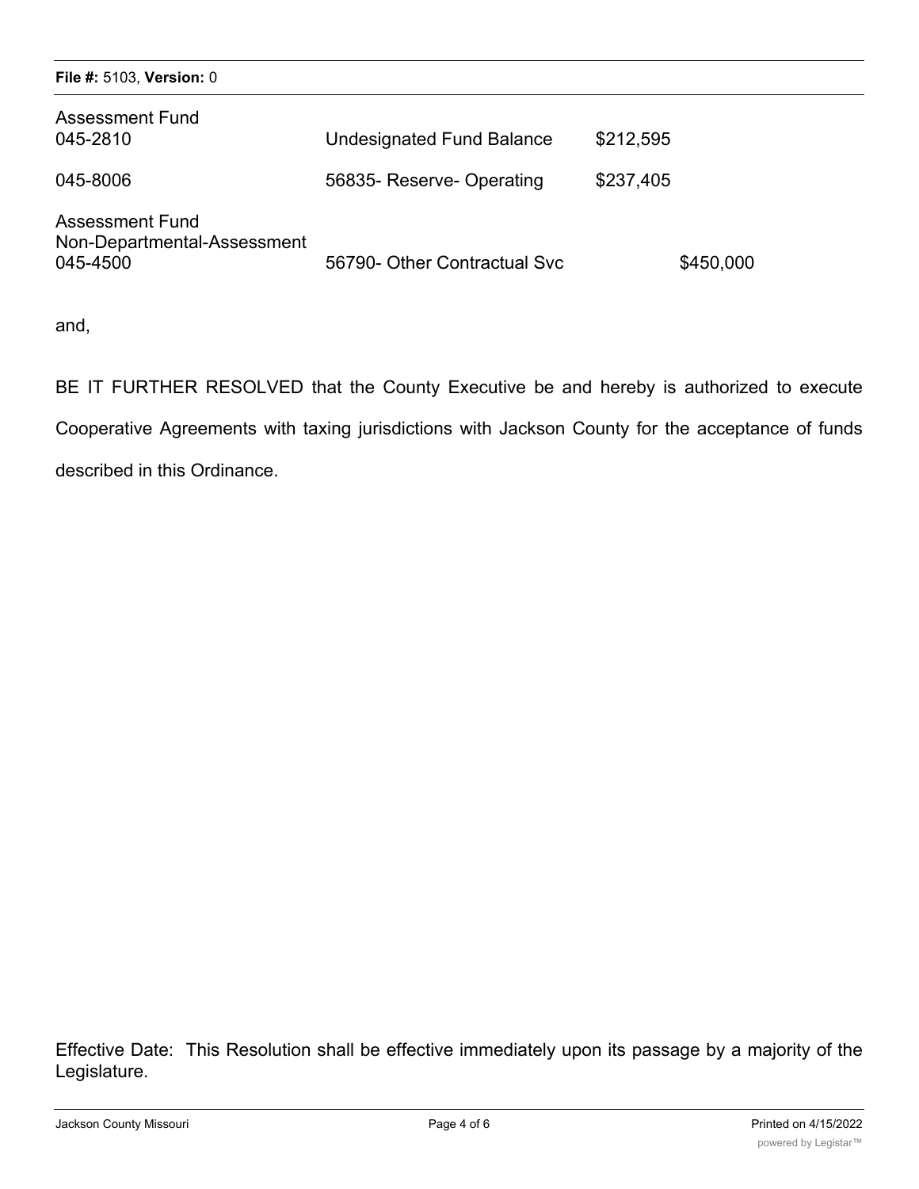| | | | |
|---|---|---|---|
| Assessment Fund<br>045-2810 | Undesignated Fund Balance | $212,595 | |
| 045-8006 | 56835- Reserve- Operating | $237,405 | |
| Assessment Fund<br>Non-Departmental-Assessment<br>045-4500 | 56790- Other Contractual Svc | | $450,000 |

and,

BE IT FURTHER RESOLVED that the County Executive be and hereby is authorized to execute Cooperative Agreements with taxing jurisdictions with Jackson County for the acceptance of funds described in this Ordinance.

Effective Date: This Resolution shall be effective immediately upon its passage by a majority of the Legislature.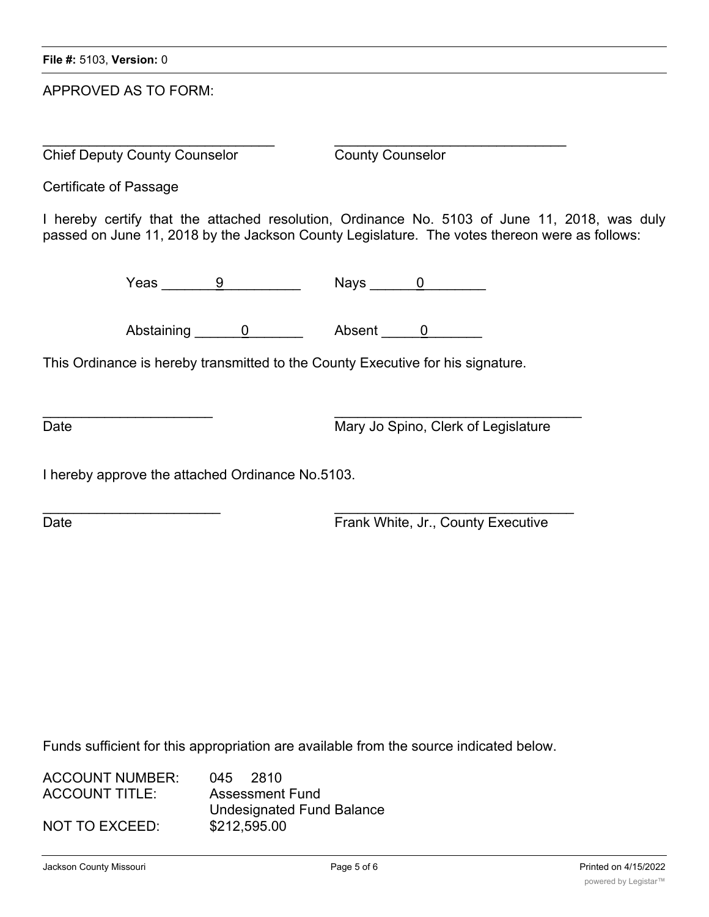APPROVED AS TO FORM:

_______________________________ _______________________________
Chief Deputy County Counselor County Counselor

Certificate of Passage

I hereby certify that the attached resolution, Ordinance No. 5103 of June 11, 2018, was duly passed on June 11, 2018 by the Jackson County Legislature. The votes thereon were as follows:

Yeas _______9__________ Nays ______0________

Abstaining ______0_______ Absent _____0_______

This Ordinance is hereby transmitted to the County Executive for his signature.

______________________ _________________________________
Date Mary Jo Spino, Clerk of Legislature

I hereby approve the attached Ordinance No.5103.

_______________________ ________________________________
Date Frank White, Jr., County Executive

Funds sufficient for this appropriation are available from the source indicated below.

| | |
|---|---|
| ACCOUNT NUMBER: | 045 2810 |
| ACCOUNT TITLE: | Assessment Fund<br>Undesignated Fund Balance |
| NOT TO EXCEED: | $212,595.00 |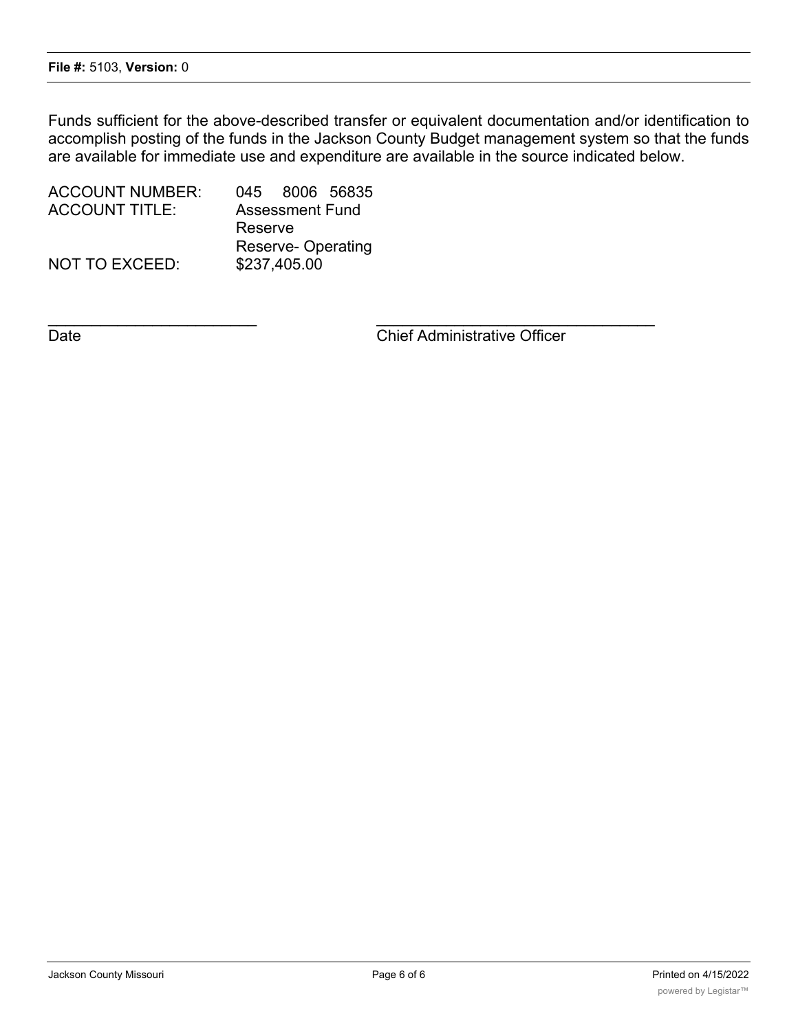Funds sufficient for the above-described transfer or equivalent documentation and/or identification to accomplish posting of the funds in the Jackson County Budget management system so that the funds are available for immediate use and expenditure are available in the source indicated below.

| | |
|---|---|
| ACCOUNT NUMBER: | 045 8006 56835 |
| ACCOUNT TITLE: | Assessment Fund<br>Reserve<br>Reserve- Operating |
| NOT TO EXCEED: | $237,405.00 |

________________________ ________________________________

Date Chief Administrative Officer